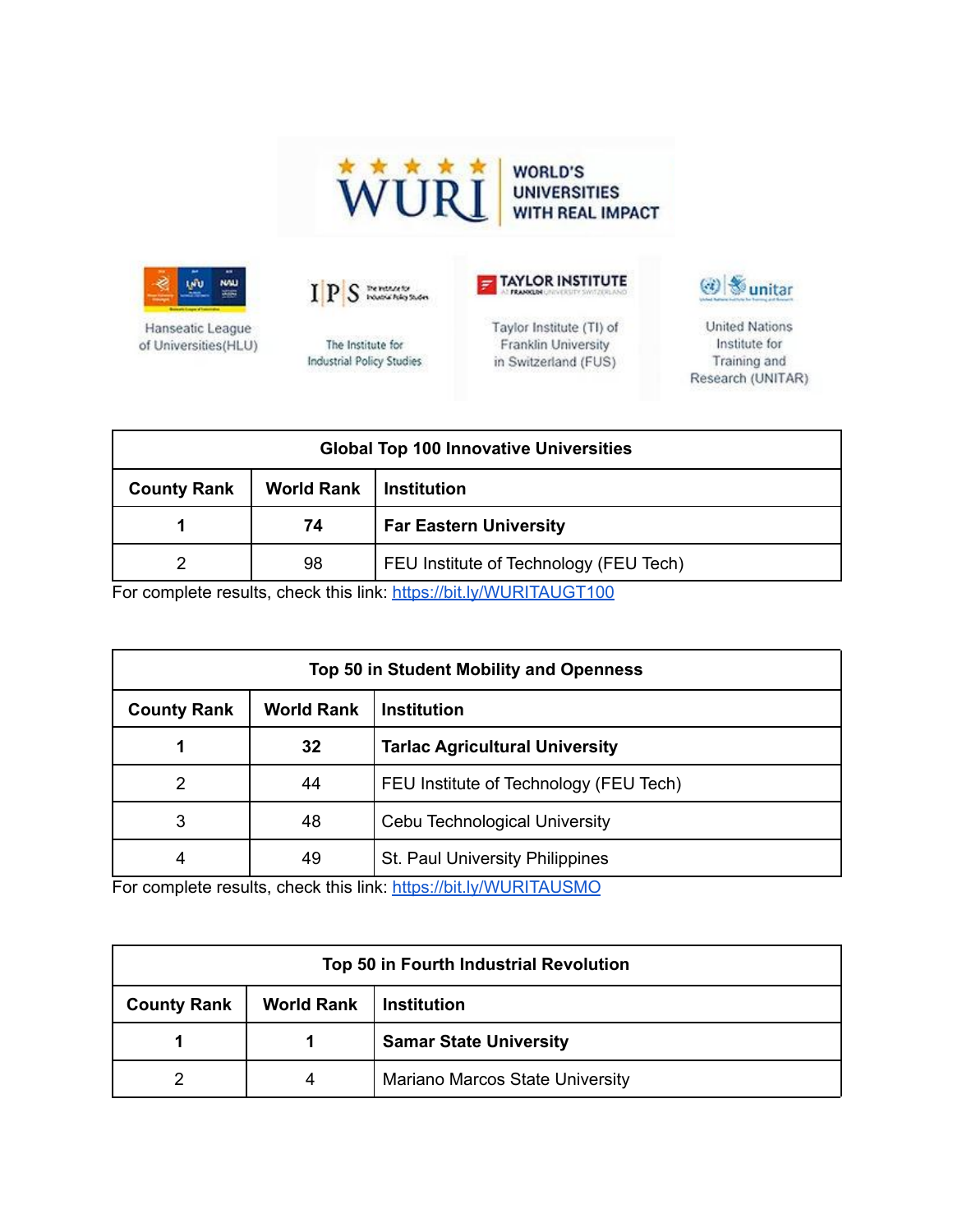WORLD'S UNIVERSITIES WITH REAL IMPACT

Hanseatic League of Universities(HLU)

The Institute for Industrial Policy Studies

Taylor Institute (TI) of Franklin University in Switzerland (FUS)

United Nations Institute for Training and Research (UNITAR)

| Global Top 100 Innovative Universities | | |
|---|---|---|
| **County Rank** | **World Rank** | **Institution** |
| **1** | **74** | **Far Eastern University** |
| 2 | 98 | FEU Institute of Technology (FEU Tech) |

For complete results, check this link: [https://bit.ly/WURITAUGT100](https://bit.ly/WURITAUGT100)

| Top 50 in Student Mobility and Openness | | |
|---|---|---|
| **County Rank** | **World Rank** | **Institution** |
| **1** | **32** | **Tarlac Agricultural University** |
| 2 | 44 | FEU Institute of Technology (FEU Tech) |
| 3 | 48 | Cebu Technological University |
| 4 | 49 | St. Paul University Philippines |

For complete results, check this link: [https://bit.ly/WURITAUSMO](https://bit.ly/WURITAUSMO)

| Top 50 in Fourth Industrial Revolution | | |
|---|---|---|
| **County Rank** | **World Rank** | **Institution** |
| **1** | **1** | **Samar State University** |
| 2 | 4 | Mariano Marcos State University |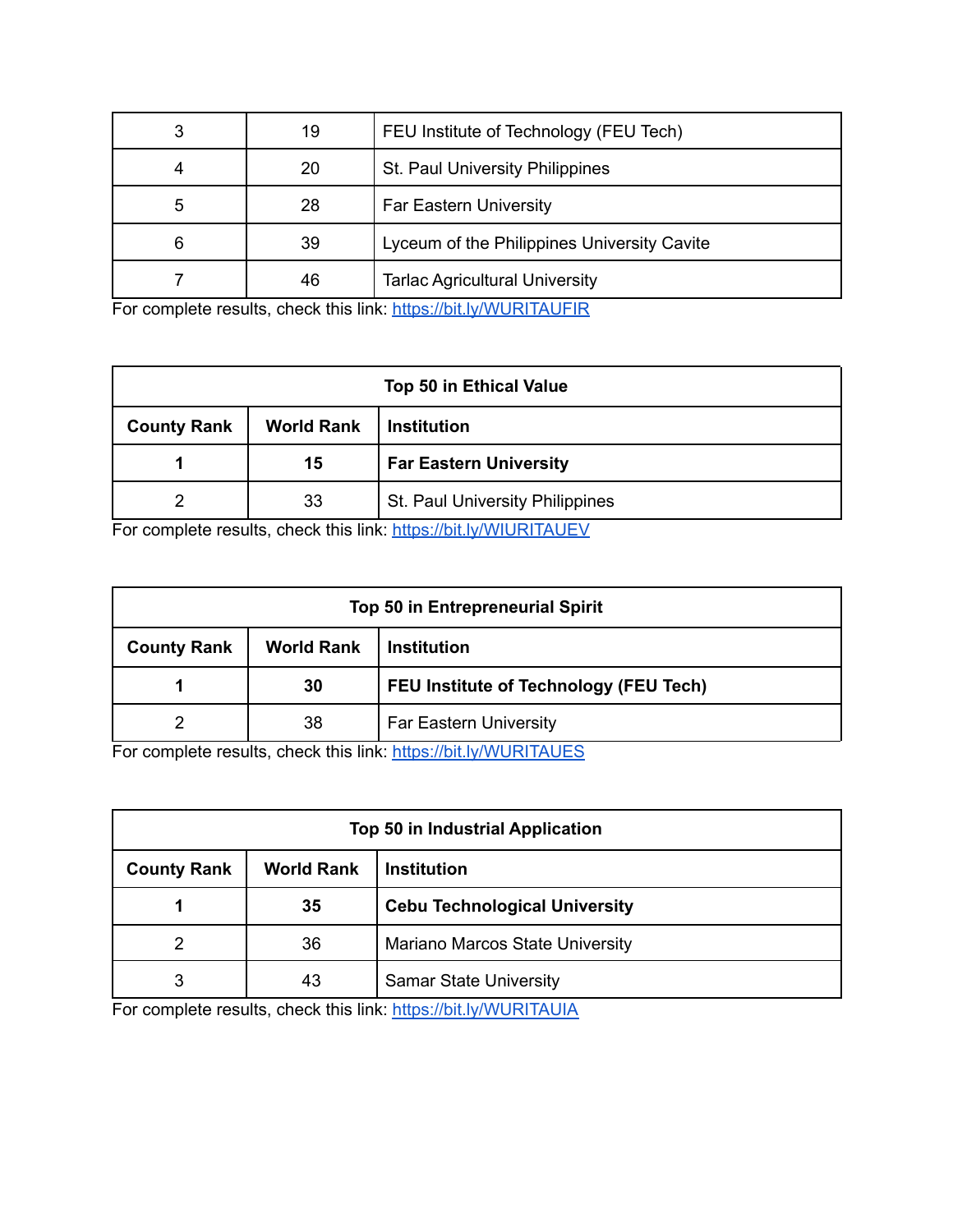| | | |
|---|---|---|
| 3 | 19 | FEU Institute of Technology (FEU Tech) |
| 4 | 20 | St. Paul University Philippines |
| 5 | 28 | Far Eastern University |
| 6 | 39 | Lyceum of the Philippines University Cavite |
| 7 | 46 | Tarlac Agricultural University |

For complete results, check this link: https://bit.ly/WURITAUFIR

| Top 50 in Ethical Value | | |
|---|---|---|
| **County Rank** | **World Rank** | **Institution** |
| **1** | **15** | **Far Eastern University** |
| 2 | 33 | St. Paul University Philippines |

For complete results, check this link: https://bit.ly/WIURITAUEV

| Top 50 in Entrepreneurial Spirit | | |
|---|---|---|
| **County Rank** | **World Rank** | **Institution** |
| **1** | **30** | **FEU Institute of Technology (FEU Tech)** |
| 2 | 38 | Far Eastern University |

For complete results, check this link: https://bit.ly/WURITAUES

| Top 50 in Industrial Application | | |
|---|---|---|
| **County Rank** | **World Rank** | **Institution** |
| **1** | **35** | **Cebu Technological University** |
| 2 | 36 | Mariano Marcos State University |
| 3 | 43 | Samar State University |

For complete results, check this link: https://bit.ly/WURITAUIA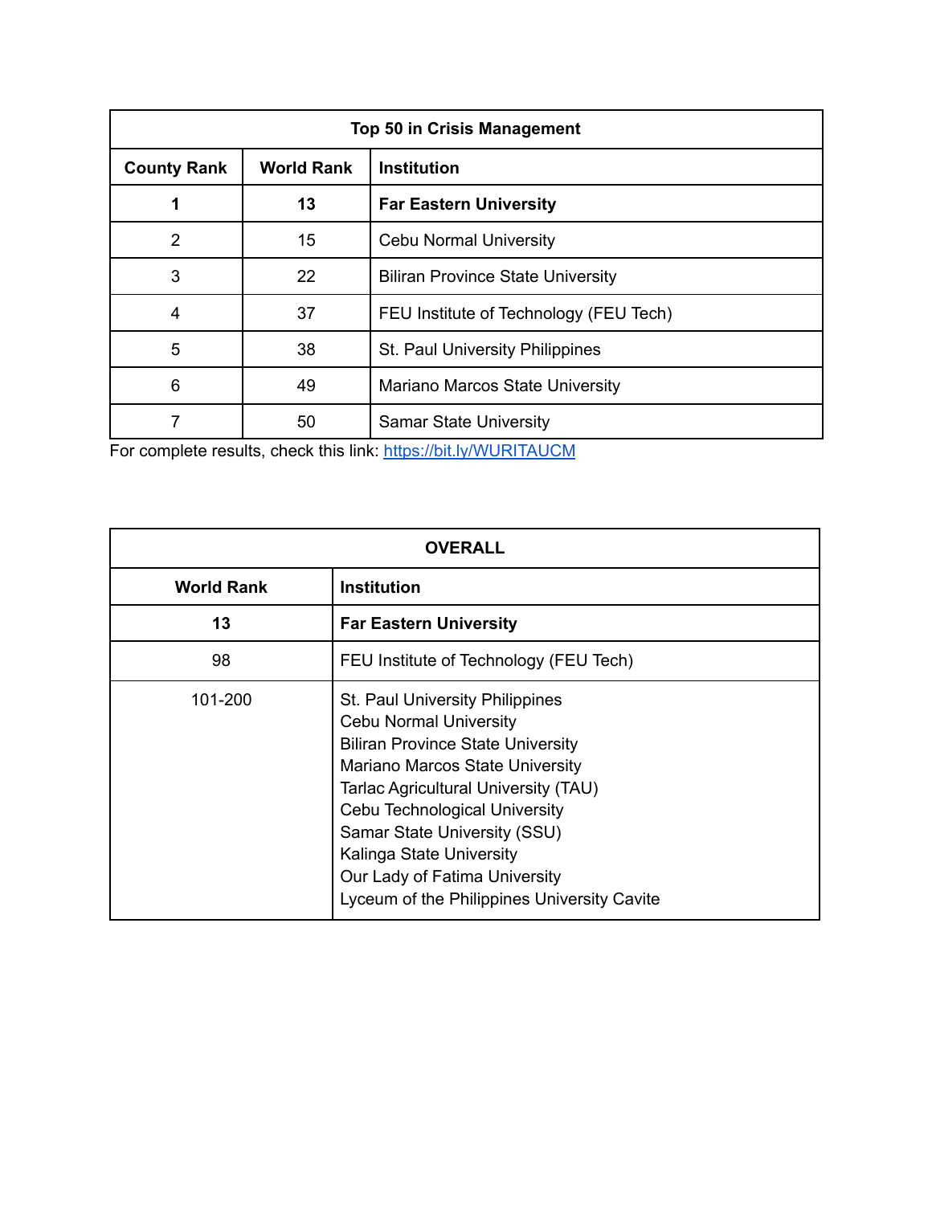| Top 50 in Crisis Management | | |
|---|---|---|
| **County Rank** | **World Rank** | **Institution** |
| **1** | **13** | **Far Eastern University** |
| 2 | 15 | Cebu Normal University |
| 3 | 22 | Biliran Province State University |
| 4 | 37 | FEU Institute of Technology (FEU Tech) |
| 5 | 38 | St. Paul University Philippines |
| 6 | 49 | Mariano Marcos State University |
| 7 | 50 | Samar State University |

For complete results, check this link: https://bit.ly/WURITAUCM

| OVERALL | |
|---|---|
| **World Rank** | **Institution** |
| **13** | **Far Eastern University** |
| 98 | FEU Institute of Technology (FEU Tech) |
| 101-200 | St. Paul University Philippines<br>Cebu Normal University<br>Biliran Province State University<br>Mariano Marcos State University<br>Tarlac Agricultural University (TAU)<br>Cebu Technological University<br>Samar State University (SSU)<br>Kalinga State University<br>Our Lady of Fatima University<br>Lyceum of the Philippines University Cavite |